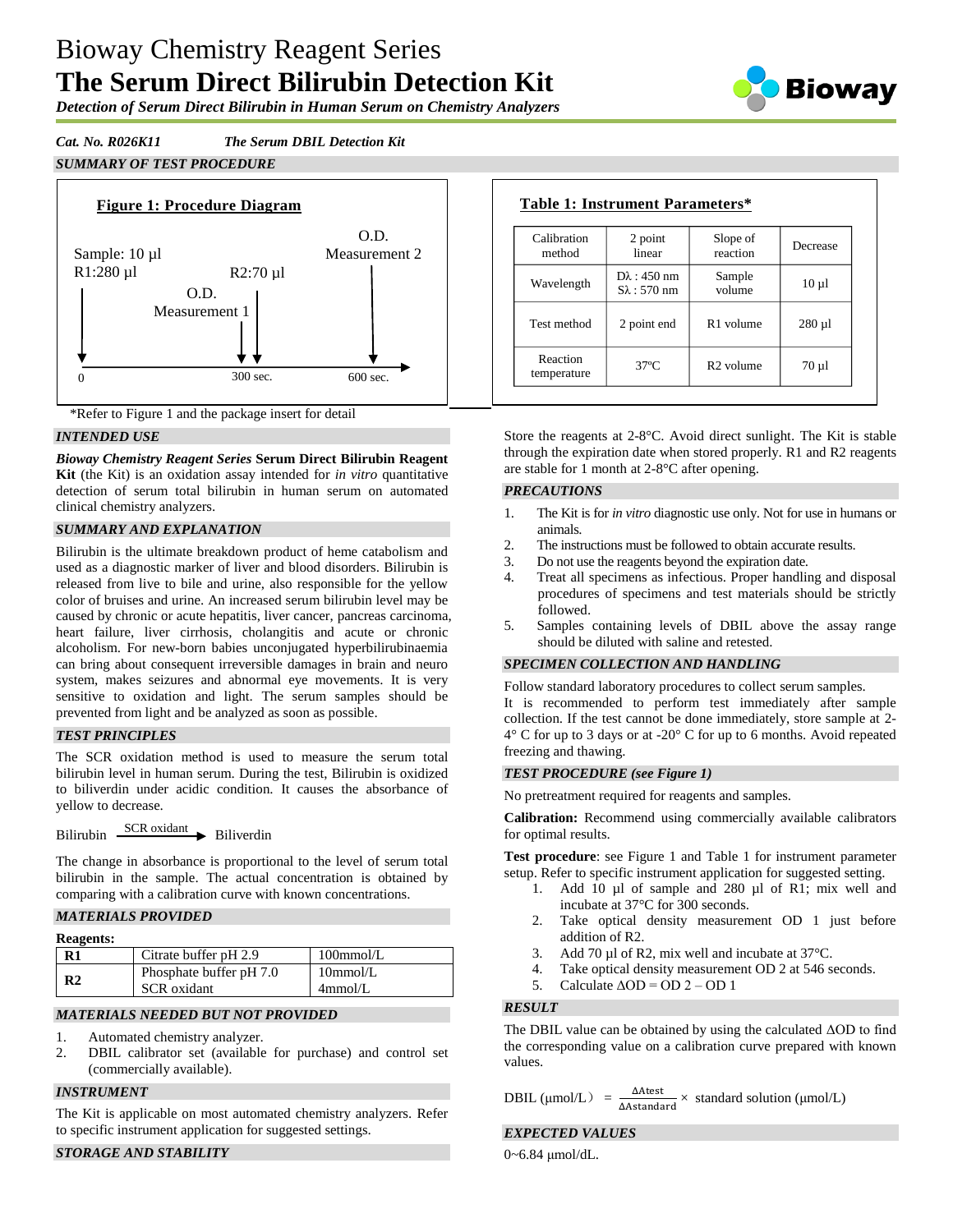# Bioway Chemistry Reagent Series

# The Serum Direct Bilirubin Detection Kit

***Detection of Serum Direct Bilirubin in Human Serum on Chemistry Analyzers***

***Cat. No. R026K11*** ***The Serum DBIL Detection Kit***

## *SUMMARY OF TEST PROCEDURE*

**Figure 1: Procedure Diagram**

Sample: 10 µl
R1:280 µl

O.D. Measurement 1

R2:70 µl

O.D. Measurement 2

0 — 300 sec. — 600 sec.

\*Refer to Figure 1 and the package insert for detail

**Table 1: Instrument Parameters\***

| Calibration method | 2 point linear | Slope of reaction | Decrease |
|---|---|---|---|
| Wavelength | Dλ : 450 nm<br>Sλ : 570 nm | Sample volume | 10 µl |
| Test method | 2 point end | R1 volume | 280 µl |
| Reaction temperature | 37ºC | R2 volume | 70 µl |

## *INTENDED USE*

***Bioway Chemistry Reagent Series*** **Serum Direct Bilirubin Reagent Kit** (the Kit) is an oxidation assay intended for *in vitro* quantitative detection of serum total bilirubin in human serum on automated clinical chemistry analyzers.

## *SUMMARY AND EXPLANATION*

Bilirubin is the ultimate breakdown product of heme catabolism and used as a diagnostic marker of liver and blood disorders. Bilirubin is released from live to bile and urine, also responsible for the yellow color of bruises and urine. An increased serum bilirubin level may be caused by chronic or acute hepatitis, liver cancer, pancreas carcinoma, heart failure, liver cirrhosis, cholangitis and acute or chronic alcoholism. For new-born babies unconjugated hyperbilirubinaemia can bring about consequent irreversible damages in brain and neuro system, makes seizures and abnormal eye movements. It is very sensitive to oxidation and light. The serum samples should be prevented from light and be analyzed as soon as possible.

## *TEST PRINCIPLES*

The SCR oxidation method is used to measure the serum total bilirubin level in human serum. During the test, Bilirubin is oxidized to biliverdin under acidic condition. It causes the absorbance of yellow to decrease.

$$\text{Bilirubin} \xrightarrow{\text{SCR oxidant}} \text{Biliverdin}$$

The change in absorbance is proportional to the level of serum total bilirubin in the sample. The actual concentration is obtained by comparing with a calibration curve with known concentrations.

## *MATERIALS PROVIDED*

**Reagents:**

| R1 | Citrate buffer pH 2.9 | 100mmol/L |
|---|---|---|
| **R2** | Phosphate buffer pH 7.0<br>SCR oxidant | 10mmol/L<br>4mmol/L |

## *MATERIALS NEEDED BUT NOT PROVIDED*

1. Automated chemistry analyzer.
2. DBIL calibrator set (available for purchase) and control set (commercially available).

## *INSTRUMENT*

The Kit is applicable on most automated chemistry analyzers. Refer to specific instrument application for suggested settings.

## *STORAGE AND STABILITY*

Store the reagents at 2-8°C. Avoid direct sunlight. The Kit is stable through the expiration date when stored properly. R1 and R2 reagents are stable for 1 month at 2-8°C after opening.

## *PRECAUTIONS*

1. The Kit is for *in vitro* diagnostic use only. Not for use in humans or animals.
2. The instructions must be followed to obtain accurate results.
3. Do not use the reagents beyond the expiration date.
4. Treat all specimens as infectious. Proper handling and disposal procedures of specimens and test materials should be strictly followed.
5. Samples containing levels of DBIL above the assay range should be diluted with saline and retested.

## *SPECIMEN COLLECTION AND HANDLING*

Follow standard laboratory procedures to collect serum samples.
It is recommended to perform test immediately after sample collection. If the test cannot be done immediately, store sample at 2-4° C for up to 3 days or at -20° C for up to 6 months. Avoid repeated freezing and thawing.

## *TEST PROCEDURE (see Figure 1)*

No pretreatment required for reagents and samples.

**Calibration:** Recommend using commercially available calibrators for optimal results.

**Test procedure**: see Figure 1 and Table 1 for instrument parameter setup. Refer to specific instrument application for suggested setting.

1. Add 10 µl of sample and 280 µl of R1; mix well and incubate at 37°C for 300 seconds.
2. Take optical density measurement OD 1 just before addition of R2.
3. Add 70 µl of R2, mix well and incubate at 37°C.
4. Take optical density measurement OD 2 at 546 seconds.
5. Calculate ΔOD = OD 2 – OD 1

## *RESULT*

The DBIL value can be obtained by using the calculated ΔOD to find the corresponding value on a calibration curve prepared with known values.

$$\text{DBIL } (\mu\text{mol/L}) = \frac{\Delta\text{Atest}}{\Delta\text{Astandard}} \times \text{ standard solution } (\mu\text{mol/L})$$

## *EXPECTED VALUES*

0~6.84 µmol/dL.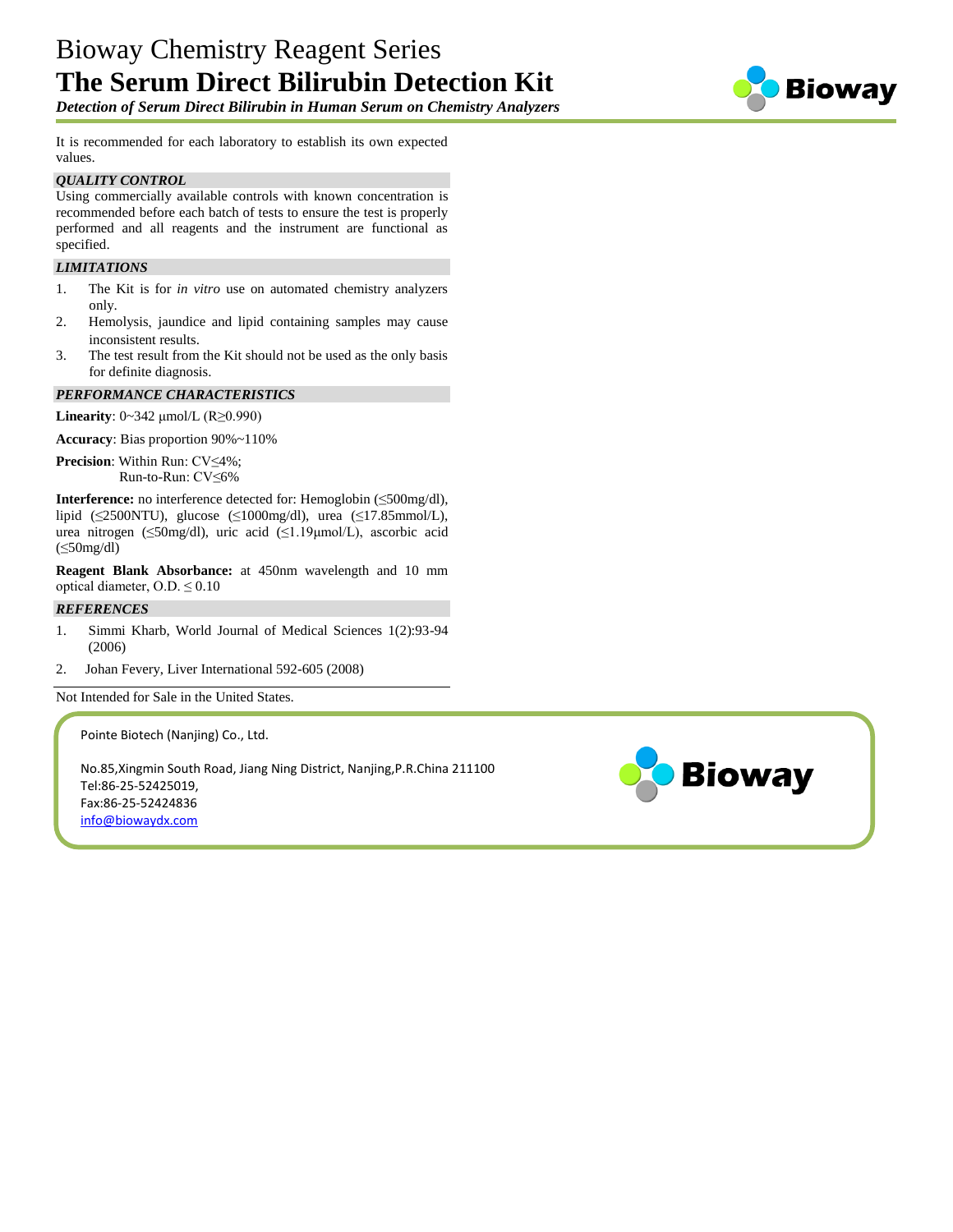It is recommended for each laboratory to establish its own expected values.

### *QUALITY CONTROL*

Using commercially available controls with known concentration is recommended before each batch of tests to ensure the test is properly performed and all reagents and the instrument are functional as specified.

### *LIMITATIONS*

1. The Kit is for *in vitro* use on automated chemistry analyzers only.
2. Hemolysis, jaundice and lipid containing samples may cause inconsistent results.
3. The test result from the Kit should not be used as the only basis for definite diagnosis.

### *PERFORMANCE CHARACTERISTICS*

**Linearity**: 0~342 μmol/L (R≥0.990)

**Accuracy**: Bias proportion 90%~110%

**Precision**: Within Run: CV≤4%;
Run-to-Run: CV≤6%

**Interference:** no interference detected for: Hemoglobin (≤500mg/dl), lipid (≤2500NTU), glucose (≤1000mg/dl), urea (≤17.85mmol/L), urea nitrogen (≤50mg/dl), uric acid (≤1.19μmol/L), ascorbic acid (≤50mg/dl)

**Reagent Blank Absorbance:** at 450nm wavelength and 10 mm optical diameter, O.D. ≤ 0.10

### *REFERENCES*

1. Simmi Kharb, World Journal of Medical Sciences 1(2):93-94 (2006)
2. Johan Fevery, Liver International 592-605 (2008)

Not Intended for Sale in the United States.

Pointe Biotech (Nanjing) Co., Ltd.

No.85,Xingmin South Road, Jiang Ning District, Nanjing,P.R.China 211100
Tel:86-25-52425019,
Fax:86-25-52424836
info@biowaydx.com

Bioway